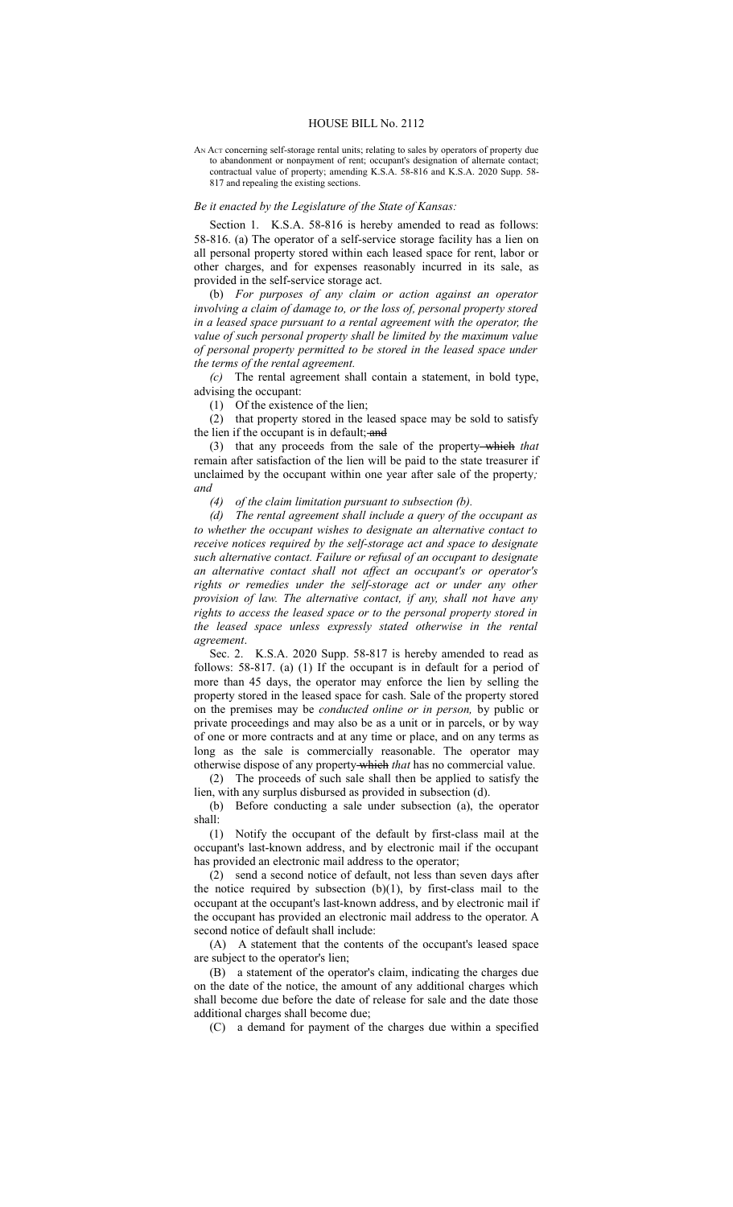# HOUSE BILL No. 2112

AN ACT concerning self-storage rental units; relating to sales by operators of property due to abandonment or nonpayment of rent; occupant's designation of alternate contact; contractual value of property; amending K.S.A. 58-816 and K.S.A. 2020 Supp. 58-817 and repealing the existing sections.

*Be it enacted by the Legislature of the State of Kansas:*

Section 1. K.S.A. 58-816 is hereby amended to read as follows: 58-816. (a) The operator of a self-service storage facility has a lien on all personal property stored within each leased space for rent, labor or other charges, and for expenses reasonably incurred in its sale, as provided in the self-service storage act.

(b) *For purposes of any claim or action against an operator involving a claim of damage to, or the loss of, personal property stored in a leased space pursuant to a rental agreement with the operator, the value of such personal property shall be limited by the maximum value of personal property permitted to be stored in the leased space under the terms of the rental agreement.*

*(c)* The rental agreement shall contain a statement, in bold type, advising the occupant:

(1) Of the existence of the lien;

(2) that property stored in the leased space may be sold to satisfy the lien if the occupant is in default; ~~and~~

(3) that any proceeds from the sale of the property ~~which~~ *that* remain after satisfaction of the lien will be paid to the state treasurer if unclaimed by the occupant within one year after sale of the property*; and*

*(4) of the claim limitation pursuant to subsection (b).*

*(d) The rental agreement shall include a query of the occupant as to whether the occupant wishes to designate an alternative contact to receive notices required by the self-storage act and space to designate such alternative contact. Failure or refusal of an occupant to designate an alternative contact shall not affect an occupant's or operator's rights or remedies under the self-storage act or under any other provision of law. The alternative contact, if any, shall not have any rights to access the leased space or to the personal property stored in the leased space unless expressly stated otherwise in the rental agreement*.

Sec. 2. K.S.A. 2020 Supp. 58-817 is hereby amended to read as follows: 58-817. (a) (1) If the occupant is in default for a period of more than 45 days, the operator may enforce the lien by selling the property stored in the leased space for cash. Sale of the property stored on the premises may be *conducted online or in person,* by public or private proceedings and may also be as a unit or in parcels, or by way of one or more contracts and at any time or place, and on any terms as long as the sale is commercially reasonable. The operator may otherwise dispose of any property ~~which~~ *that* has no commercial value.

(2) The proceeds of such sale shall then be applied to satisfy the lien, with any surplus disbursed as provided in subsection (d).

(b) Before conducting a sale under subsection (a), the operator shall:

(1) Notify the occupant of the default by first-class mail at the occupant's last-known address, and by electronic mail if the occupant has provided an electronic mail address to the operator;

(2) send a second notice of default, not less than seven days after the notice required by subsection (b)(1), by first-class mail to the occupant at the occupant's last-known address, and by electronic mail if the occupant has provided an electronic mail address to the operator. A second notice of default shall include:

(A) A statement that the contents of the occupant's leased space are subject to the operator's lien;

(B) a statement of the operator's claim, indicating the charges due on the date of the notice, the amount of any additional charges which shall become due before the date of release for sale and the date those additional charges shall become due;

(C) a demand for payment of the charges due within a specified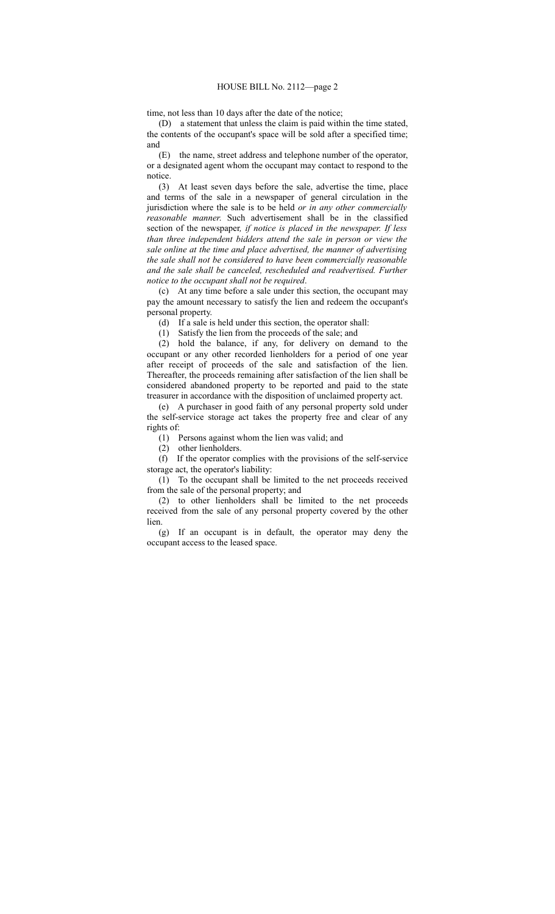time, not less than 10 days after the date of the notice;

(D) a statement that unless the claim is paid within the time stated, the contents of the occupant's space will be sold after a specified time; and

(E) the name, street address and telephone number of the operator, or a designated agent whom the occupant may contact to respond to the notice.

(3) At least seven days before the sale, advertise the time, place and terms of the sale in a newspaper of general circulation in the jurisdiction where the sale is to be held *or in any other commercially reasonable manner*. Such advertisement shall be in the classified section of the newspaper*, if notice is placed in the newspaper. If less than three independent bidders attend the sale in person or view the sale online at the time and place advertised, the manner of advertising the sale shall not be considered to have been commercially reasonable and the sale shall be canceled, rescheduled and readvertised. Further notice to the occupant shall not be required*.

(c) At any time before a sale under this section, the occupant may pay the amount necessary to satisfy the lien and redeem the occupant's personal property.

(d) If a sale is held under this section, the operator shall:

(1) Satisfy the lien from the proceeds of the sale; and

(2) hold the balance, if any, for delivery on demand to the occupant or any other recorded lienholders for a period of one year after receipt of proceeds of the sale and satisfaction of the lien. Thereafter, the proceeds remaining after satisfaction of the lien shall be considered abandoned property to be reported and paid to the state treasurer in accordance with the disposition of unclaimed property act.

(e) A purchaser in good faith of any personal property sold under the self-service storage act takes the property free and clear of any rights of:

(1) Persons against whom the lien was valid; and

(2) other lienholders.

(f) If the operator complies with the provisions of the self-service storage act, the operator's liability:

(1) To the occupant shall be limited to the net proceeds received from the sale of the personal property; and

(2) to other lienholders shall be limited to the net proceeds received from the sale of any personal property covered by the other lien.

(g) If an occupant is in default, the operator may deny the occupant access to the leased space.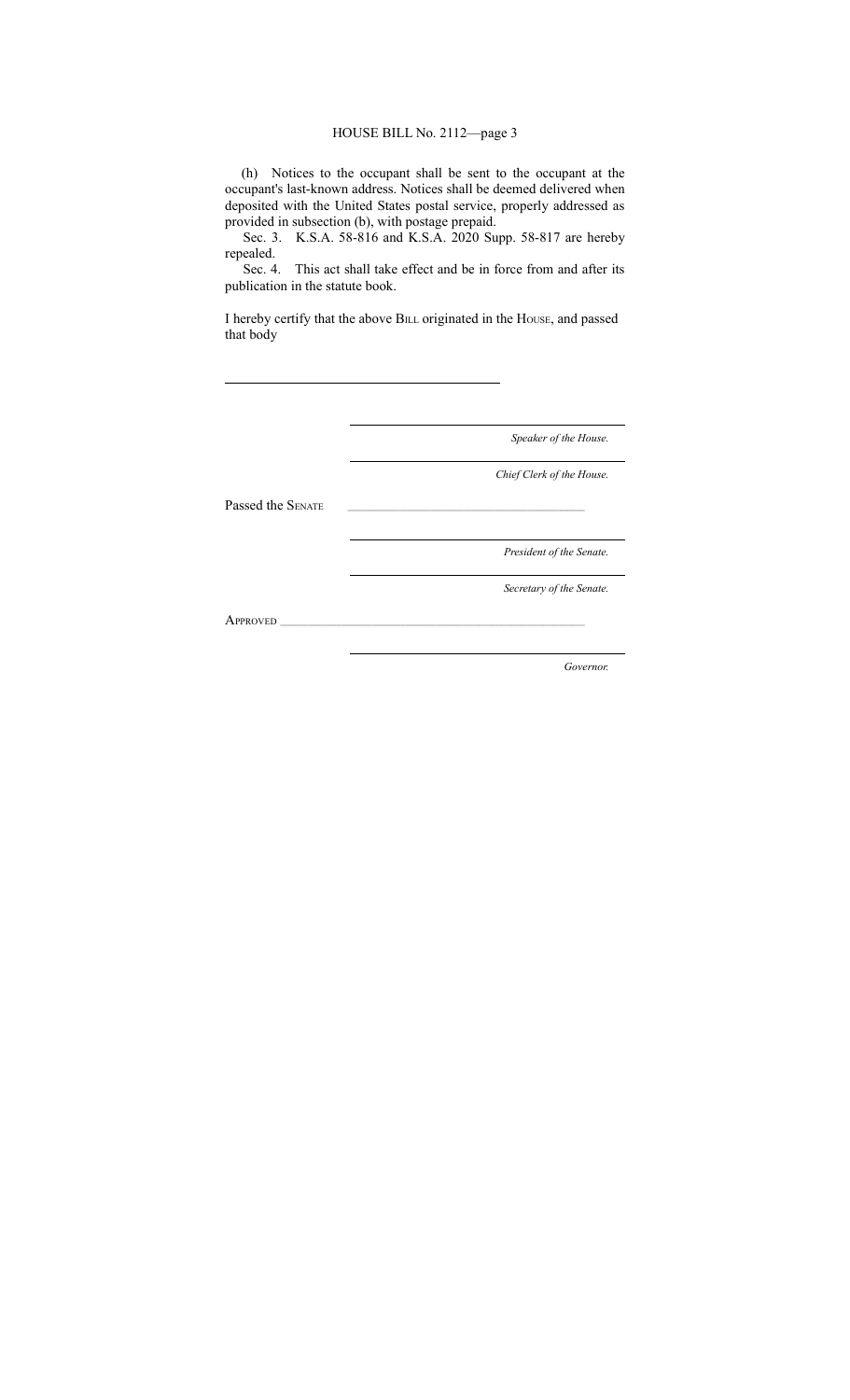(h) Notices to the occupant shall be sent to the occupant at the occupant's last-known address. Notices shall be deemed delivered when deposited with the United States postal service, properly addressed as provided in subsection (b), with postage prepaid.

Sec. 3. K.S.A. 58-816 and K.S.A. 2020 Supp. 58-817 are hereby repealed.

Sec. 4. This act shall take effect and be in force from and after its publication in the statute book.

I hereby certify that the above BILL originated in the HOUSE, and passed that body

\_\_\_\_\_\_\_\_\_\_\_\_\_\_\_\_\_\_\_\_\_\_\_\_\_\_\_\_\_\_\_\_\_\_

\_\_\_\_\_\_\_\_\_\_\_\_\_\_\_\_\_\_\_\_\_\_\_\_\_\_\_\_\_\_\_\_\_\_
*Speaker of the House.*

\_\_\_\_\_\_\_\_\_\_\_\_\_\_\_\_\_\_\_\_\_\_\_\_\_\_\_\_\_\_\_\_\_\_
*Chief Clerk of the House.*

Passed the SENATE \_\_\_\_\_\_\_\_\_\_\_\_\_\_\_\_\_\_\_\_\_\_\_\_\_\_\_\_\_\_\_\_\_\_

\_\_\_\_\_\_\_\_\_\_\_\_\_\_\_\_\_\_\_\_\_\_\_\_\_\_\_\_\_\_\_\_\_\_
*President of the Senate.*

\_\_\_\_\_\_\_\_\_\_\_\_\_\_\_\_\_\_\_\_\_\_\_\_\_\_\_\_\_\_\_\_\_\_
*Secretary of the Senate.*

APPROVED \_\_\_\_\_\_\_\_\_\_\_\_\_\_\_\_\_\_\_\_\_\_\_\_\_\_\_\_\_\_\_\_\_\_

\_\_\_\_\_\_\_\_\_\_\_\_\_\_\_\_\_\_\_\_\_\_\_\_\_\_\_\_\_\_\_\_\_\_
*Governor.*